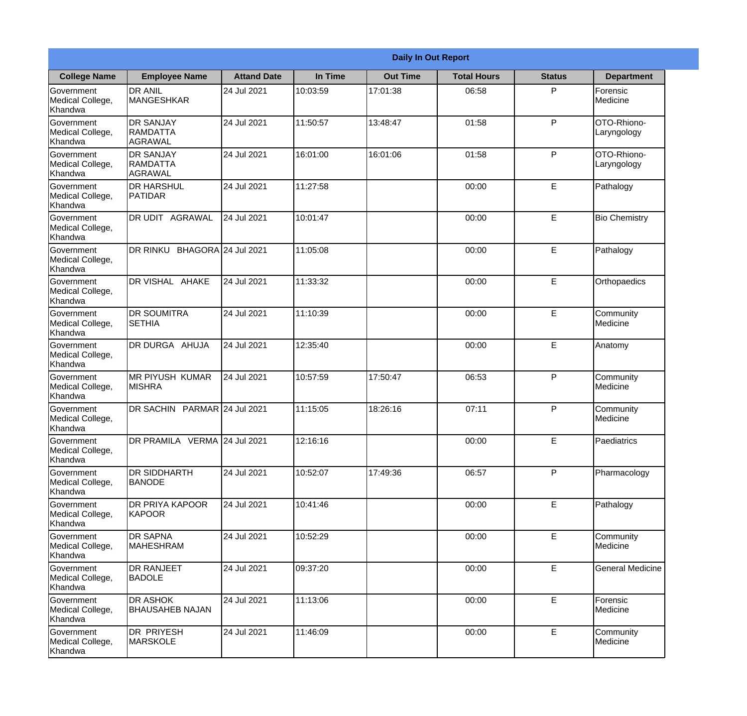| Daily In Out Report | | | | | | | |
|---|---|---|---|---|---|---|---|
| **College Name** | **Employee Name** | **Attand Date** | **In Time** | **Out Time** | **Total Hours** | **Status** | **Department** |
| Government Medical College, Khandwa | DR ANIL MANGESHKAR | 24 Jul 2021 | 10:03:59 | 17:01:38 | 06:58 | P | Forensic Medicine |
| Government Medical College, Khandwa | DR SANJAY RAMDATTA AGRAWAL | 24 Jul 2021 | 11:50:57 | 13:48:47 | 01:58 | P | OTO-Rhiono-Laryngology |
| Government Medical College, Khandwa | DR SANJAY RAMDATTA AGRAWAL | 24 Jul 2021 | 16:01:00 | 16:01:06 | 01:58 | P | OTO-Rhiono-Laryngology |
| Government Medical College, Khandwa | DR HARSHUL PATIDAR | 24 Jul 2021 | 11:27:58 | | 00:00 | E | Pathalogy |
| Government Medical College, Khandwa | DR UDIT AGRAWAL | 24 Jul 2021 | 10:01:47 | | 00:00 | E | Bio Chemistry |
| Government Medical College, Khandwa | DR RINKU BHAGORA | 24 Jul 2021 | 11:05:08 | | 00:00 | E | Pathalogy |
| Government Medical College, Khandwa | DR VISHAL AHAKE | 24 Jul 2021 | 11:33:32 | | 00:00 | E | Orthopaedics |
| Government Medical College, Khandwa | DR SOUMITRA SETHIA | 24 Jul 2021 | 11:10:39 | | 00:00 | E | Community Medicine |
| Government Medical College, Khandwa | DR DURGA AHUJA | 24 Jul 2021 | 12:35:40 | | 00:00 | E | Anatomy |
| Government Medical College, Khandwa | MR PIYUSH KUMAR MISHRA | 24 Jul 2021 | 10:57:59 | 17:50:47 | 06:53 | P | Community Medicine |
| Government Medical College, Khandwa | DR SACHIN PARMAR | 24 Jul 2021 | 11:15:05 | 18:26:16 | 07:11 | P | Community Medicine |
| Government Medical College, Khandwa | DR PRAMILA VERMA | 24 Jul 2021 | 12:16:16 | | 00:00 | E | Paediatrics |
| Government Medical College, Khandwa | DR SIDDHARTH BANODE | 24 Jul 2021 | 10:52:07 | 17:49:36 | 06:57 | P | Pharmacology |
| Government Medical College, Khandwa | DR PRIYA KAPOOR KAPOOR | 24 Jul 2021 | 10:41:46 | | 00:00 | E | Pathalogy |
| Government Medical College, Khandwa | DR SAPNA MAHESHRAM | 24 Jul 2021 | 10:52:29 | | 00:00 | E | Community Medicine |
| Government Medical College, Khandwa | DR RANJEET BADOLE | 24 Jul 2021 | 09:37:20 | | 00:00 | E | General Medicine |
| Government Medical College, Khandwa | DR ASHOK BHAUSAHEB NAJAN | 24 Jul 2021 | 11:13:06 | | 00:00 | E | Forensic Medicine |
| Government Medical College, Khandwa | DR PRIYESH MARSKOLE | 24 Jul 2021 | 11:46:09 | | 00:00 | E | Community Medicine |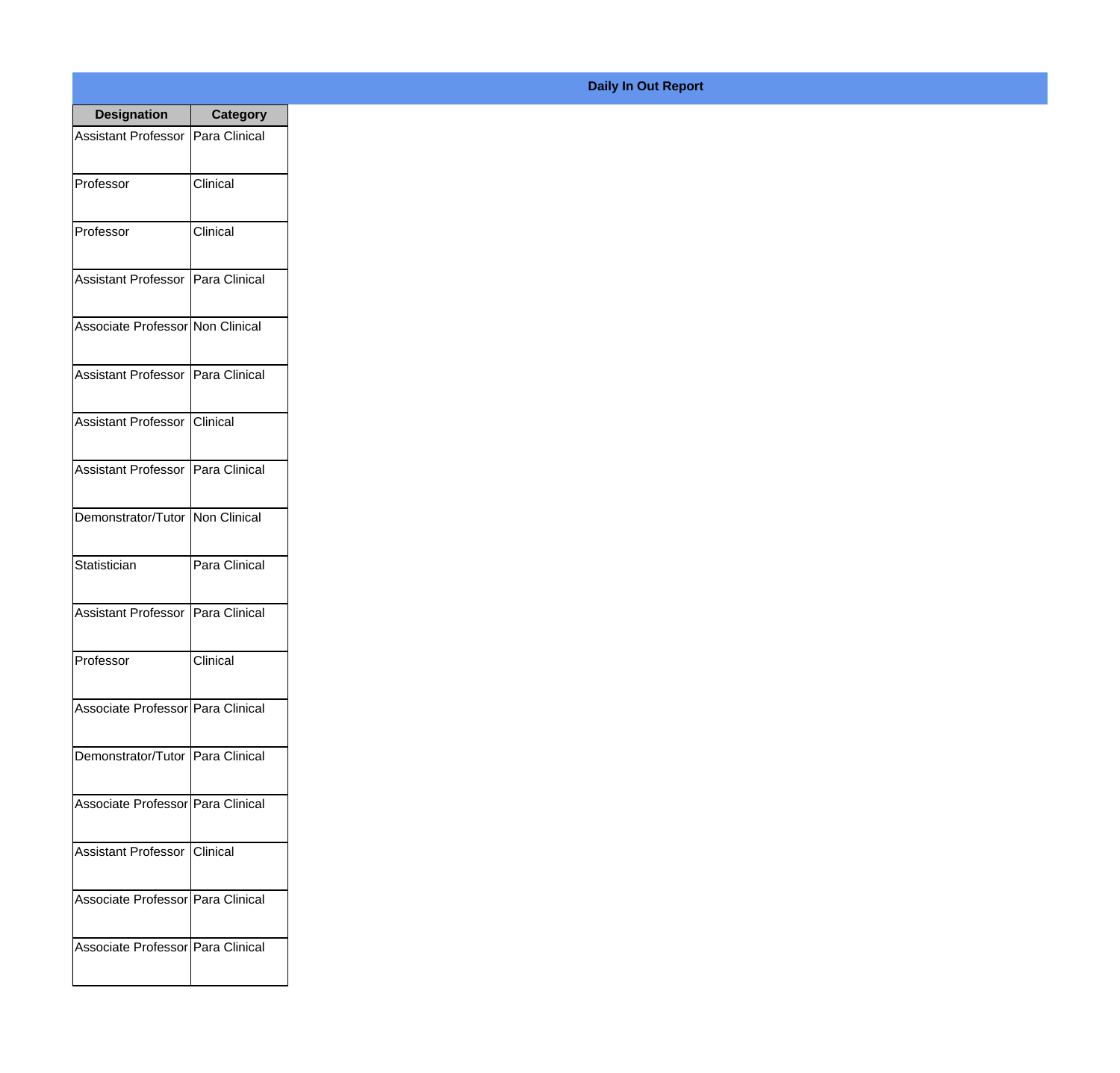**Daily In Out Report**

| Designation | Category |
|---|---|
| Assistant Professor | Para Clinical |
| Professor | Clinical |
| Professor | Clinical |
| Assistant Professor | Para Clinical |
| Associate Professor | Non Clinical |
| Assistant Professor | Para Clinical |
| Assistant Professor | Clinical |
| Assistant Professor | Para Clinical |
| Demonstrator/Tutor | Non Clinical |
| Statistician | Para Clinical |
| Assistant Professor | Para Clinical |
| Professor | Clinical |
| Associate Professor | Para Clinical |
| Demonstrator/Tutor | Para Clinical |
| Associate Professor | Para Clinical |
| Assistant Professor | Clinical |
| Associate Professor | Para Clinical |
| Associate Professor | Para Clinical |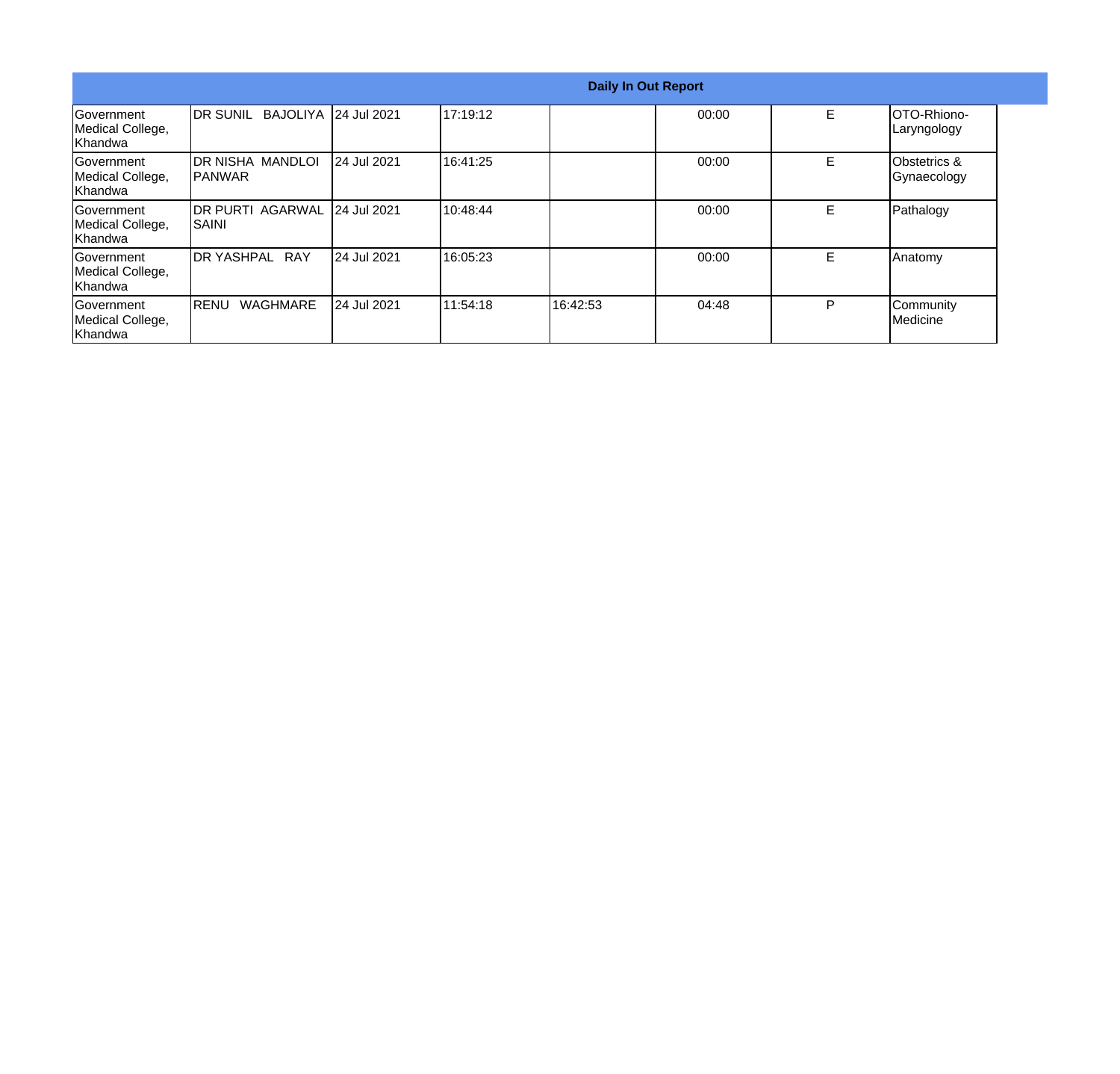| Daily In Out Report | | | | | | | |
|---|---|---|---|---|---|---|---|
| Government Medical College, Khandwa | DR SUNIL BAJOLIYA | 24 Jul 2021 | 17:19:12 | | 00:00 | E | OTO-Rhiono-Laryngology |
| Government Medical College, Khandwa | DR NISHA MANDLOI PANWAR | 24 Jul 2021 | 16:41:25 | | 00:00 | E | Obstetrics & Gynaecology |
| Government Medical College, Khandwa | DR PURTI AGARWAL SAINI | 24 Jul 2021 | 10:48:44 | | 00:00 | E | Pathalogy |
| Government Medical College, Khandwa | DR YASHPAL RAY | 24 Jul 2021 | 16:05:23 | | 00:00 | E | Anatomy |
| Government Medical College, Khandwa | RENU WAGHMARE | 24 Jul 2021 | 11:54:18 | 16:42:53 | 04:48 | P | Community Medicine |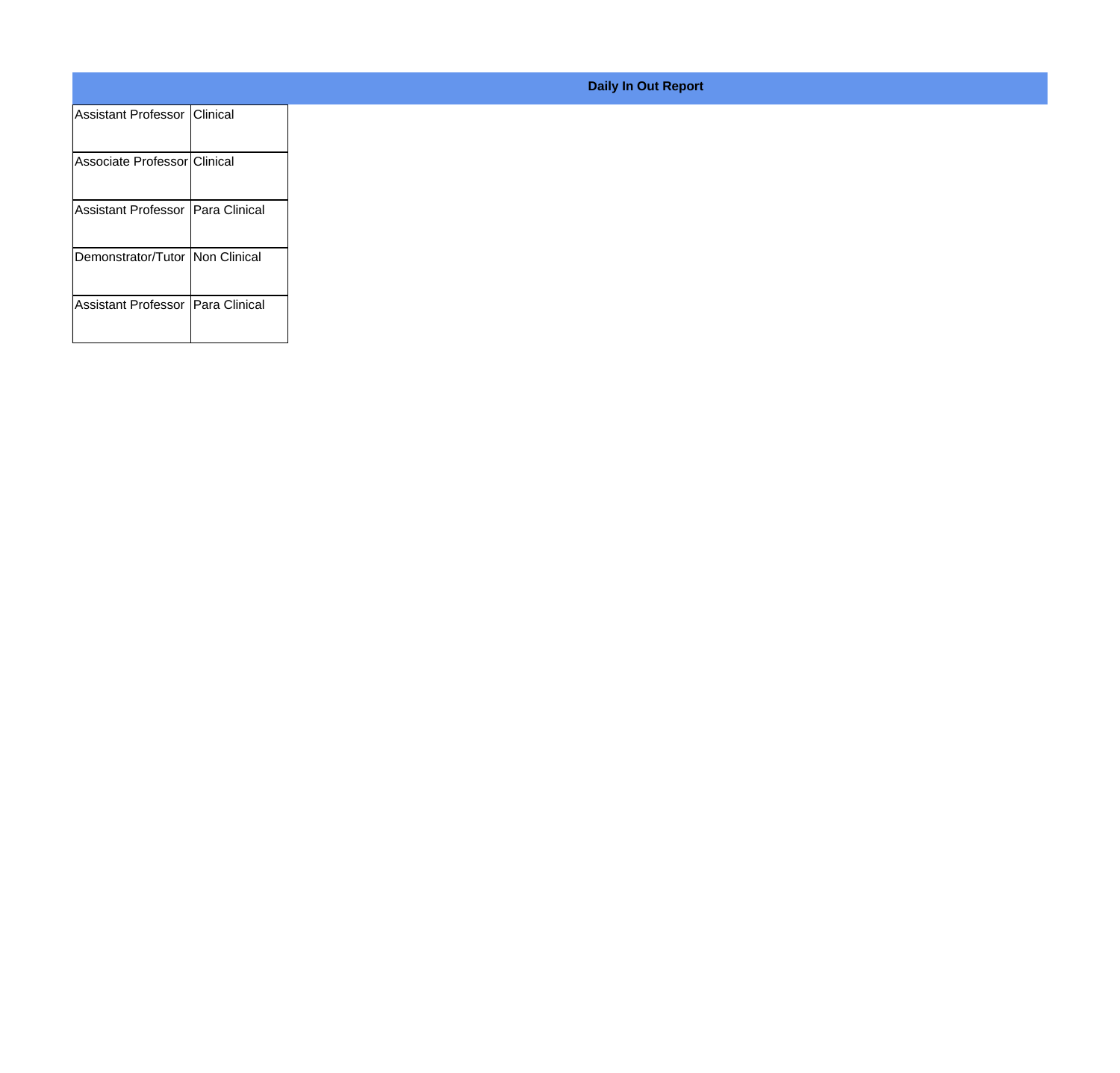**Daily In Out Report**

| | |
|---|---|
| Assistant Professor | Clinical |
| Associate Professor | Clinical |
| Assistant Professor | Para Clinical |
| Demonstrator/Tutor | Non Clinical |
| Assistant Professor | Para Clinical |